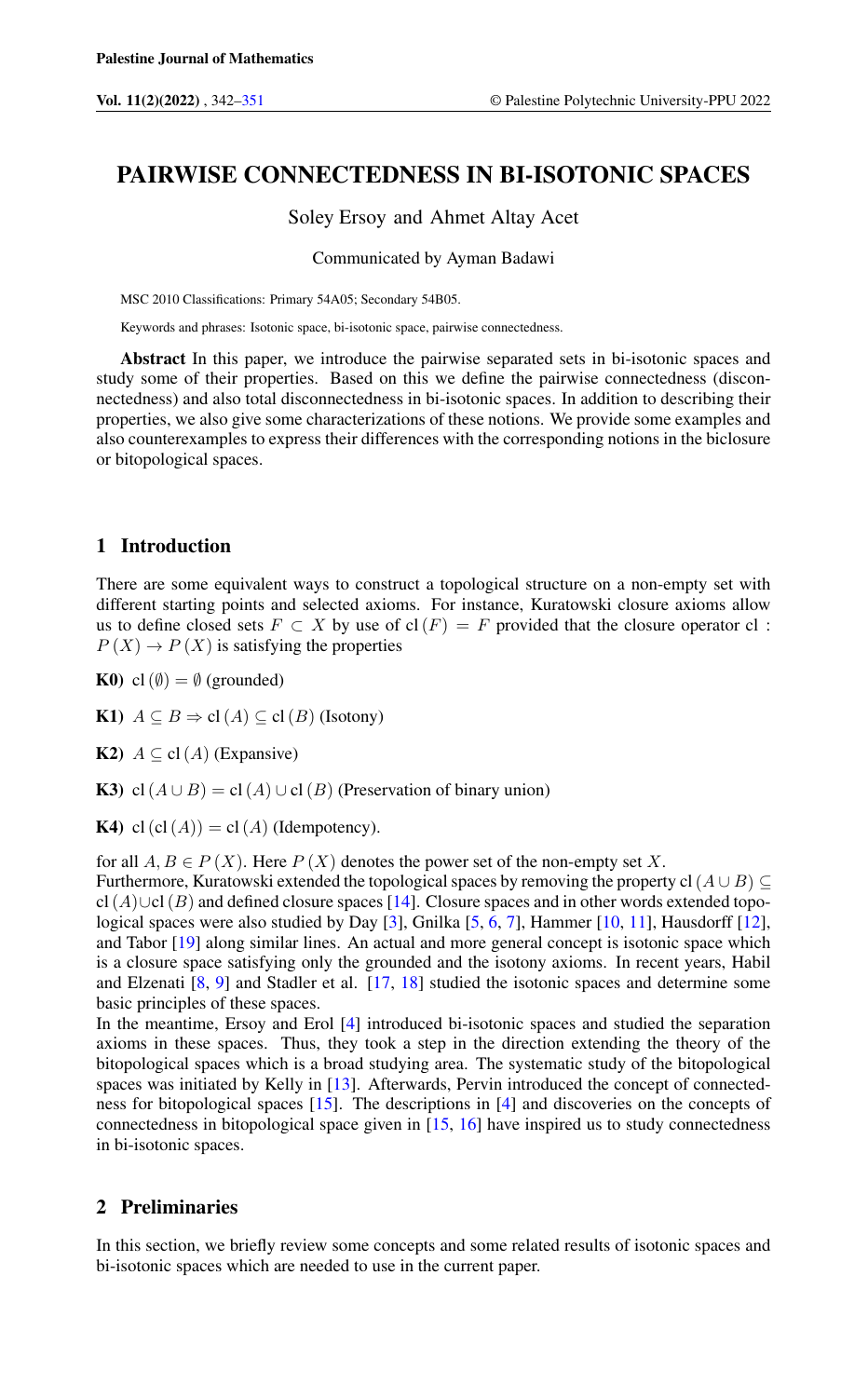# PAIRWISE CONNECTEDNESS IN BI-ISOTONIC SPACES

Soley Ersoy and Ahmet Altay Acet

Communicated by Ayman Badawi

MSC 2010 Classifications: Primary 54A05; Secondary 54B05.

Keywords and phrases: Isotonic space, bi-isotonic space, pairwise connectedness.

**Abstract** In this paper, we introduce the pairwise separated sets in bi-isotonic spaces and study some of their properties. Based on this we define the pairwise connectedness (disconnectedness) and also total disconnectedness in bi-isotonic spaces. In addition to describing their properties, we also give some characterizations of these notions. We provide some examples and also counterexamples to express their differences with the corresponding notions in the biclosure or bitopological spaces.

## 1 Introduction

There are some equivalent ways to construct a topological structure on a non-empty set with different starting points and selected axioms. For instance, Kuratowski closure axioms allow us to define closed sets $F \subset X$ by use of $\mathrm{cl}(F) = F$ provided that the closure operator $\mathrm{cl} : P(X) \to P(X)$ is satisfying the properties

**K0)** $\mathrm{cl}(\emptyset) = \emptyset$ (grounded)

**K1)** $A \subseteq B \Rightarrow \mathrm{cl}(A) \subseteq \mathrm{cl}(B)$ (Isotony)

**K2)** $A \subseteq \mathrm{cl}(A)$ (Expansive)

**K3)** $\mathrm{cl}(A \cup B) = \mathrm{cl}(A) \cup \mathrm{cl}(B)$ (Preservation of binary union)

**K4)** $\mathrm{cl}(\mathrm{cl}(A)) = \mathrm{cl}(A)$ (Idempotency).

for all $A, B \in P(X)$. Here $P(X)$ denotes the power set of the non-empty set $X$.
Furthermore, Kuratowski extended the topological spaces by removing the property $\mathrm{cl}(A \cup B) \subseteq \mathrm{cl}(A) \cup \mathrm{cl}(B)$ and defined closure spaces [14]. Closure spaces and in other words extended topological spaces were also studied by Day [3], Gnilka [5, 6, 7], Hammer [10, 11], Hausdorff [12], and Tabor [19] along similar lines. An actual and more general concept is isotonic space which is a closure space satisfying only the grounded and the isotony axioms. In recent years, Habil and Elzenati [8, 9] and Stadler et al. [17, 18] studied the isotonic spaces and determine some basic principles of these spaces.
In the meantime, Ersoy and Erol [4] introduced bi-isotonic spaces and studied the separation axioms in these spaces. Thus, they took a step in the direction extending the theory of the bitopological spaces which is a broad studying area. The systematic study of the bitopological spaces was initiated by Kelly in [13]. Afterwards, Pervin introduced the concept of connectedness for bitopological spaces [15]. The descriptions in [4] and discoveries on the concepts of connectedness in bitopological space given in [15, 16] have inspired us to study connectedness in bi-isotonic spaces.

## 2 Preliminaries

In this section, we briefly review some concepts and some related results of isotonic spaces and bi-isotonic spaces which are needed to use in the current paper.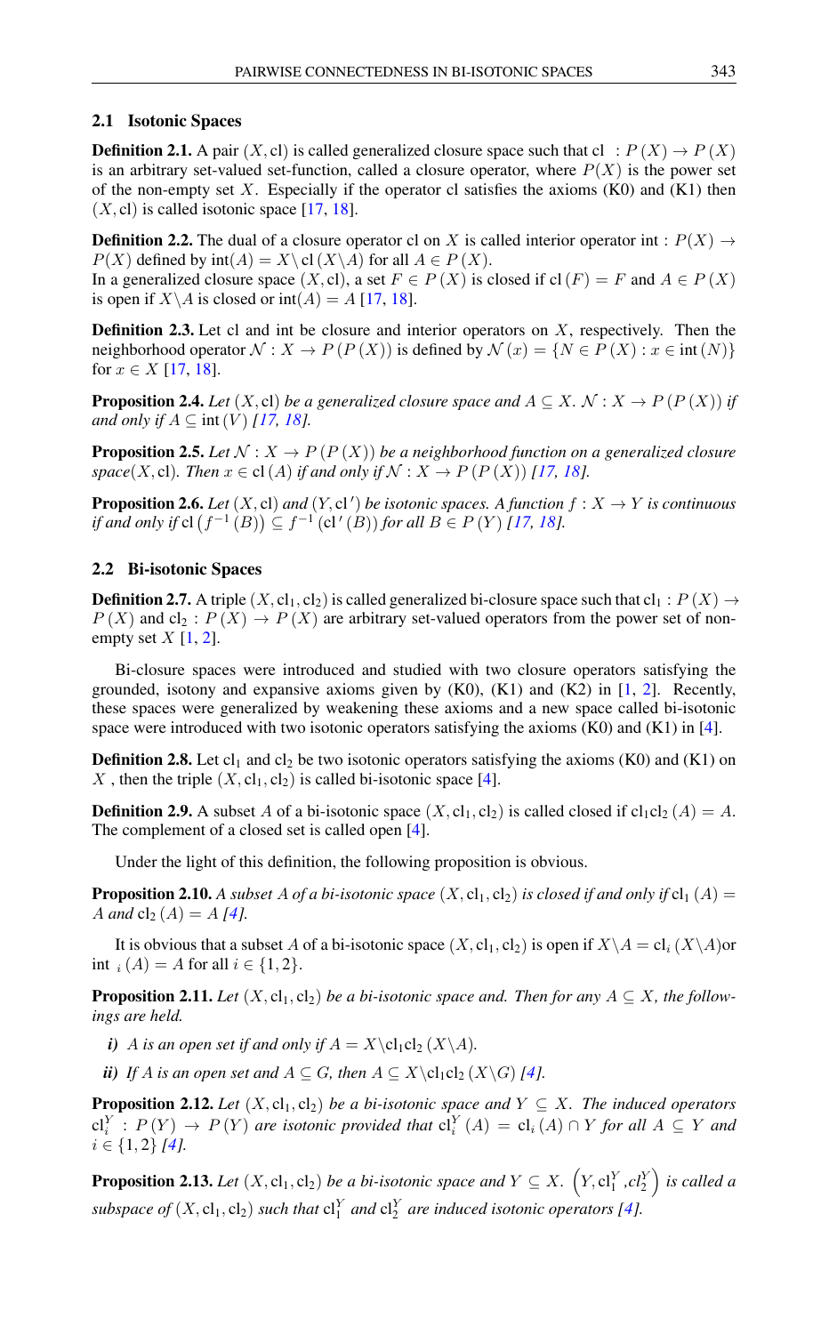### 2.1 Isotonic Spaces

**Definition 2.1.** A pair $(X, \mathrm{cl})$ is called generalized closure space such that $\mathrm{cl} : P(X) \to P(X)$ is an arbitrary set-valued set-function, called a closure operator, where $P(X)$ is the power set of the non-empty set $X$. Especially if the operator cl satisfies the axioms (K0) and (K1) then $(X, \mathrm{cl})$ is called isotonic space [17, 18].

**Definition 2.2.** The dual of a closure operator cl on $X$ is called interior operator $\mathrm{int} : P(X) \to P(X)$ defined by $\mathrm{int}(A) = X \backslash \mathrm{cl}(X \backslash A)$ for all $A \in P(X)$.
In a generalized closure space $(X, \mathrm{cl})$, a set $F \in P(X)$ is closed if $\mathrm{cl}(F) = F$ and $A \in P(X)$ is open if $X \backslash A$ is closed or $\mathrm{int}(A) = A$ [17, 18].

**Definition 2.3.** Let cl and int be closure and interior operators on $X$, respectively. Then the neighborhood operator $\mathcal{N} : X \to P(P(X))$ is defined by $\mathcal{N}(x) = \{N \in P(X) : x \in \mathrm{int}(N)\}$ for $x \in X$ [17, 18].

**Proposition 2.4.** *Let $(X, \mathrm{cl})$ be a generalized closure space and $A \subseteq X$. $\mathcal{N} : X \to P(P(X))$ if and only if $A \subseteq \mathrm{int}(V)$ [17, 18].*

**Proposition 2.5.** *Let $\mathcal{N} : X \to P(P(X))$ be a neighborhood function on a generalized closure space$(X, \mathrm{cl})$. Then $x \in \mathrm{cl}(A)$ if and only if $\mathcal{N} : X \to P(P(X))$ [17, 18].*

**Proposition 2.6.** *Let $(X, \mathrm{cl})$ and $(Y, \mathrm{cl}')$ be isotonic spaces. A function $f : X \to Y$ is continuous if and only if $\mathrm{cl}\left(f^{-1}(B)\right) \subseteq f^{-1}(\mathrm{cl}'(B))$ for all $B \in P(Y)$ [17, 18].*

### 2.2 Bi-isotonic Spaces

**Definition 2.7.** A triple $(X, \mathrm{cl}_1, \mathrm{cl}_2)$ is called generalized bi-closure space such that $\mathrm{cl}_1 : P(X) \to P(X)$ and $\mathrm{cl}_2 : P(X) \to P(X)$ are arbitrary set-valued operators from the power set of non-empty set $X$ [1, 2].

Bi-closure spaces were introduced and studied with two closure operators satisfying the grounded, isotony and expansive axioms given by (K0), (K1) and (K2) in [1, 2]. Recently, these spaces were generalized by weakening these axioms and a new space called bi-isotonic space were introduced with two isotonic operators satisfying the axioms (K0) and (K1) in [4].

**Definition 2.8.** Let $\mathrm{cl}_1$ and $\mathrm{cl}_2$ be two isotonic operators satisfying the axioms (K0) and (K1) on $X$ , then the triple $(X, \mathrm{cl}_1, \mathrm{cl}_2)$ is called bi-isotonic space [4].

**Definition 2.9.** A subset $A$ of a bi-isotonic space $(X, \mathrm{cl}_1, \mathrm{cl}_2)$ is called closed if $\mathrm{cl}_1\mathrm{cl}_2(A) = A$. The complement of a closed set is called open [4].

Under the light of this definition, the following proposition is obvious.

**Proposition 2.10.** *A subset A of a bi-isotonic space $(X, \mathrm{cl}_1, \mathrm{cl}_2)$ is closed if and only if $\mathrm{cl}_1(A) = A$ and $\mathrm{cl}_2(A) = A$ [4].*

It is obvious that a subset $A$ of a bi-isotonic space $(X, \mathrm{cl}_1, \mathrm{cl}_2)$ is open if $X \backslash A = \mathrm{cl}_i(X \backslash A)$or $\mathrm{int}_i(A) = A$ for all $i \in \{1, 2\}$.

**Proposition 2.11.** *Let $(X, \mathrm{cl}_1, \mathrm{cl}_2)$ be a bi-isotonic space and. Then for any $A \subseteq X$, the followings are held.*

- ***i)*** *A is an open set if and only if $A = X \backslash \mathrm{cl}_1\mathrm{cl}_2(X \backslash A)$.*
- ***ii)*** *If A is an open set and $A \subseteq G$, then $A \subseteq X \backslash \mathrm{cl}_1\mathrm{cl}_2(X \backslash G)$ [4].*

**Proposition 2.12.** *Let $(X, \mathrm{cl}_1, \mathrm{cl}_2)$ be a bi-isotonic space and $Y \subseteq X$. The induced operators $\mathrm{cl}_i^Y : P(Y) \to P(Y)$ are isotonic provided that $\mathrm{cl}_i^Y(A) = \mathrm{cl}_i(A) \cap Y$ for all $A \subseteq Y$ and $i \in \{1, 2\}$ [4].*

**Proposition 2.13.** *Let $(X, \mathrm{cl}_1, \mathrm{cl}_2)$ be a bi-isotonic space and $Y \subseteq X$. $\left(Y, \mathrm{cl}_1^Y, cl_2^Y\right)$ is called a subspace of $(X, \mathrm{cl}_1, \mathrm{cl}_2)$ such that $\mathrm{cl}_1^Y$ and $\mathrm{cl}_2^Y$ are induced isotonic operators [4].*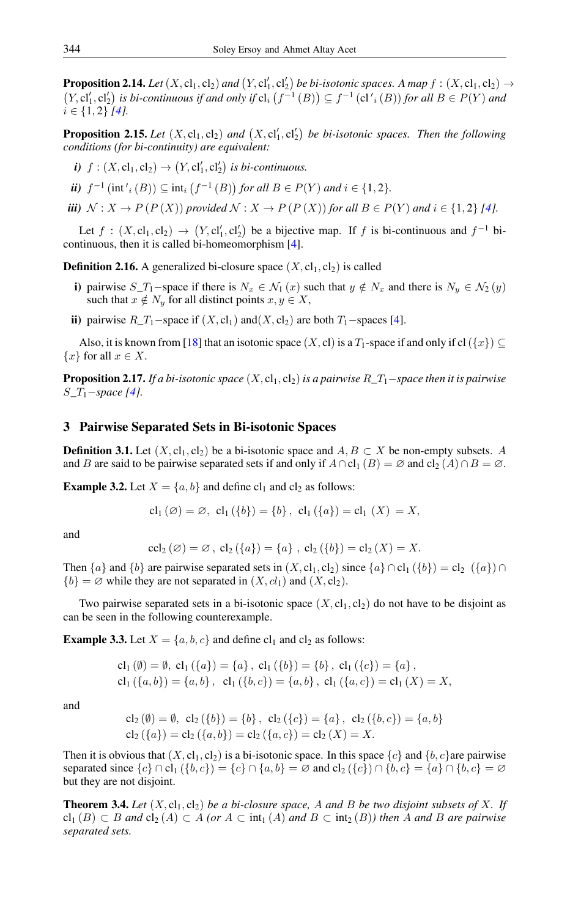**Proposition 2.14.** *Let $(X, \mathrm{cl}_1, \mathrm{cl}_2)$ and $(Y, \mathrm{cl}'_1, \mathrm{cl}'_2)$ be bi-isotonic spaces. A map $f : (X, \mathrm{cl}_1, \mathrm{cl}_2) \to (Y, \mathrm{cl}'_1, \mathrm{cl}'_2)$ is bi-continuous if and only if $\mathrm{cl}_i\left(f^{-1}(B)\right) \subseteq f^{-1}\left(\mathrm{cl}'_i(B)\right)$ for all $B \in P(Y)$ and $i \in \{1, 2\}$ [4].*

**Proposition 2.15.** *Let $(X, \mathrm{cl}_1, \mathrm{cl}_2)$ and $(X, \mathrm{cl}'_1, \mathrm{cl}'_2)$ be bi-isotonic spaces. Then the following conditions (for bi-continuity) are equivalent:*

- ***i)*** *$f : (X, \mathrm{cl}_1, \mathrm{cl}_2) \to (Y, \mathrm{cl}'_1, \mathrm{cl}'_2)$ is bi-continuous.*
- ***ii)*** *$f^{-1}\left(\mathrm{int}'_i(B)\right) \subseteq \mathrm{int}_i\left(f^{-1}(B)\right)$ for all $B \in P(Y)$ and $i \in \{1, 2\}$.*
- ***iii)*** *$\mathcal{N} : X \to P(P(X))$ provided $\mathcal{N} : X \to P(P(X))$ for all $B \in P(Y)$ and $i \in \{1, 2\}$ [4].*

Let $f : (X, \mathrm{cl}_1, \mathrm{cl}_2) \to (Y, \mathrm{cl}'_1, \mathrm{cl}'_2)$ be a bijective map. If $f$ is bi-continuous and $f^{-1}$ bi-continuous, then it is called bi-homeomorphism [4].

**Definition 2.16.** A generalized bi-closure space $(X, \mathrm{cl}_1, \mathrm{cl}_2)$ is called

- **i)** pairwise $S\_T_1-$space if there is $N_x \in \mathcal{N}_1(x)$ such that $y \notin N_x$ and there is $N_y \in \mathcal{N}_2(y)$ such that $x \notin N_y$ for all distinct points $x, y \in X$,
- **ii)** pairwise $R\_T_1-$space if $(X, \mathrm{cl}_1)$ and$(X, \mathrm{cl}_2)$ are both $T_1-$spaces [4].

Also, it is known from [18] that an isotonic space $(X, \mathrm{cl})$ is a $T_1$-space if and only if $\mathrm{cl}(\{x\}) \subseteq \{x\}$ for all $x \in X$.

**Proposition 2.17.** *If a bi-isotonic space $(X, \mathrm{cl}_1, \mathrm{cl}_2)$ is a pairwise $R\_T_1-$space then it is pairwise $S\_T_1-$space [4].*

## 3 Pairwise Separated Sets in Bi-isotonic Spaces

**Definition 3.1.** Let $(X, \mathrm{cl}_1, \mathrm{cl}_2)$ be a bi-isotonic space and $A, B \subset X$ be non-empty subsets. $A$ and $B$ are said to be pairwise separated sets if and only if $A \cap \mathrm{cl}_1(B) = \varnothing$ and $\mathrm{cl}_2(A) \cap B = \varnothing$.

**Example 3.2.** Let $X = \{a, b\}$ and define $\mathrm{cl}_1$ and $\mathrm{cl}_2$ as follows:

$$\mathrm{cl}_1(\varnothing) = \varnothing, \ \mathrm{cl}_1(\{b\}) = \{b\}, \ \mathrm{cl}_1(\{a\}) = \mathrm{cl}_1\ (X)\ = X,$$

and

$$\mathrm{ccl}_2(\varnothing) = \varnothing\,, \ \mathrm{cl}_2(\{a\}) = \{a\}\ , \ \mathrm{cl}_2(\{b\}) = \mathrm{cl}_2(X) = X.$$

Then $\{a\}$ and $\{b\}$ are pairwise separated sets in $(X, \mathrm{cl}_1, \mathrm{cl}_2)$ since $\{a\} \cap \mathrm{cl}_1(\{b\}) = \mathrm{cl}_2\ (\{a\}) \cap \{b\} = \varnothing$ while they are not separated in $(X, cl_1)$ and $(X, \mathrm{cl}_2)$.

Two pairwise separated sets in a bi-isotonic space $(X, \mathrm{cl}_1, \mathrm{cl}_2)$ do not have to be disjoint as can be seen in the following counterexample.

**Example 3.3.** Let $X = \{a, b, c\}$ and define $\mathrm{cl}_1$ and $\mathrm{cl}_2$ as follows:

$$\begin{aligned}
&\mathrm{cl}_1(\emptyset) = \emptyset, \ \mathrm{cl}_1(\{a\}) = \{a\}, \ \mathrm{cl}_1(\{b\}) = \{b\}, \ \mathrm{cl}_1(\{c\}) = \{a\}, \\
&\mathrm{cl}_1(\{a, b\}) = \{a, b\}, \ \ \mathrm{cl}_1(\{b, c\}) = \{a, b\}, \ \mathrm{cl}_1(\{a, c\}) = \mathrm{cl}_1(X) = X,
\end{aligned}$$

and

$$\begin{aligned}
&\mathrm{cl}_2(\emptyset) = \emptyset, \ \ \mathrm{cl}_2(\{b\}) = \{b\}, \ \ \mathrm{cl}_2(\{c\}) = \{a\}, \ \ \mathrm{cl}_2(\{b, c\}) = \{a, b\} \\
&\mathrm{cl}_2(\{a\}) = \mathrm{cl}_2(\{a, b\}) = \mathrm{cl}_2(\{a, c\}) = \mathrm{cl}_2(X) = X.
\end{aligned}$$

Then it is obvious that $(X, \mathrm{cl}_1, \mathrm{cl}_2)$ is a bi-isotonic space. In this space $\{c\}$ and $\{b, c\}$are pairwise separated since $\{c\} \cap \mathrm{cl}_1(\{b, c\}) = \{c\} \cap \{a, b\} = \varnothing$ and $\mathrm{cl}_2(\{c\}) \cap \{b, c\} = \{a\} \cap \{b, c\} = \varnothing$ but they are not disjoint.

**Theorem 3.4.** *Let $(X, \mathrm{cl}_1, \mathrm{cl}_2)$ be a bi-closure space, $A$ and $B$ be two disjoint subsets of $X$. If $\mathrm{cl}_1(B) \subset B$ and $\mathrm{cl}_2(A) \subset A$ (or $A \subset \mathrm{int}_1(A)$ and $B \subset \mathrm{int}_2(B)$) then $A$ and $B$ are pairwise separated sets.*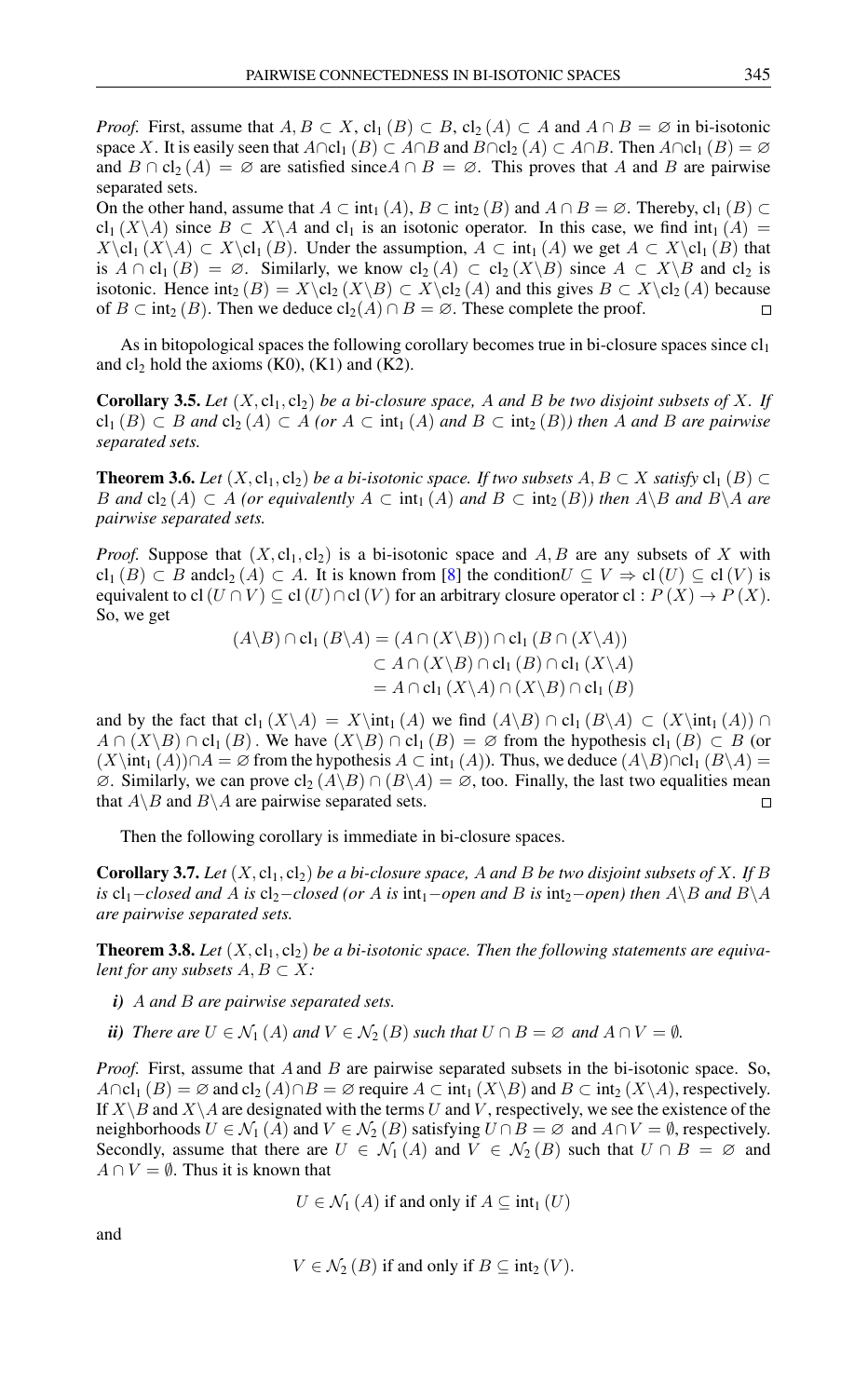*Proof.* First, assume that $A, B \subset X$, $\mathrm{cl}_1(B) \subset B$, $\mathrm{cl}_2(A) \subset A$ and $A \cap B = \varnothing$ in bi-isotonic space $X$. It is easily seen that $A \cap \mathrm{cl}_1(B) \subset A \cap B$ and $B \cap \mathrm{cl}_2(A) \subset A \cap B$. Then $A \cap \mathrm{cl}_1(B) = \varnothing$ and $B \cap \mathrm{cl}_2(A) = \varnothing$ are satisfied since $A \cap B = \varnothing$. This proves that $A$ and $B$ are pairwise separated sets.

On the other hand, assume that $A \subset \mathrm{int}_1(A)$, $B \subset \mathrm{int}_2(B)$ and $A \cap B = \varnothing$. Thereby, $\mathrm{cl}_1(B) \subset \mathrm{cl}_1(X \backslash A)$ since $B \subset X \backslash A$ and $\mathrm{cl}_1$ is an isotonic operator. In this case, we find $\mathrm{int}_1(A) = X \backslash \mathrm{cl}_1(X \backslash A) \subset X \backslash \mathrm{cl}_1(B)$. Under the assumption, $A \subset \mathrm{int}_1(A)$ we get $A \subset X \backslash \mathrm{cl}_1(B)$ that is $A \cap \mathrm{cl}_1(B) = \varnothing$. Similarly, we know $\mathrm{cl}_2(A) \subset \mathrm{cl}_2(X \backslash B)$ since $A \subset X \backslash B$ and $\mathrm{cl}_2$ is isotonic. Hence $\mathrm{int}_2(B) = X \backslash \mathrm{cl}_2(X \backslash B) \subset X \backslash \mathrm{cl}_2(A)$ and this gives $B \subset X \backslash \mathrm{cl}_2(A)$ because of $B \subset \mathrm{int}_2(B)$. Then we deduce $\mathrm{cl}_2(A) \cap B = \varnothing$. These complete the proof. $\square$

As in bitopological spaces the following corollary becomes true in bi-closure spaces since $\mathrm{cl}_1$ and $\mathrm{cl}_2$ hold the axioms (K0), (K1) and (K2).

**Corollary 3.5.** *Let $(X, \mathrm{cl}_1, \mathrm{cl}_2)$ be a bi-closure space, $A$ and $B$ be two disjoint subsets of $X$. If $\mathrm{cl}_1(B) \subset B$ and $\mathrm{cl}_2(A) \subset A$ (or $A \subset \mathrm{int}_1(A)$ and $B \subset \mathrm{int}_2(B)$) then $A$ and $B$ are pairwise separated sets.*

**Theorem 3.6.** *Let $(X, \mathrm{cl}_1, \mathrm{cl}_2)$ be a bi-isotonic space. If two subsets $A, B \subset X$ satisfy $\mathrm{cl}_1(B) \subset B$ and $\mathrm{cl}_2(A) \subset A$ (or equivalently $A \subset \mathrm{int}_1(A)$ and $B \subset \mathrm{int}_2(B)$) then $A \backslash B$ and $B \backslash A$ are pairwise separated sets.*

*Proof.* Suppose that $(X, \mathrm{cl}_1, \mathrm{cl}_2)$ is a bi-isotonic space and $A, B$ are any subsets of $X$ with $\mathrm{cl}_1(B) \subset B$ and $\mathrm{cl}_2(A) \subset A$. It is known from [8] the condition $U \subseteq V \Rightarrow \mathrm{cl}(U) \subseteq \mathrm{cl}(V)$ is equivalent to $\mathrm{cl}(U \cap V) \subseteq \mathrm{cl}(U) \cap \mathrm{cl}(V)$ for an arbitrary closure operator $\mathrm{cl} : P(X) \to P(X)$. So, we get

$$
\begin{aligned}
(A \backslash B) \cap \mathrm{cl}_1(B \backslash A) &= (A \cap (X \backslash B)) \cap \mathrm{cl}_1(B \cap (X \backslash A)) \\
&\subset A \cap (X \backslash B) \cap \mathrm{cl}_1(B) \cap \mathrm{cl}_1(X \backslash A) \\
&= A \cap \mathrm{cl}_1(X \backslash A) \cap (X \backslash B) \cap \mathrm{cl}_1(B)
\end{aligned}
$$

and by the fact that $\mathrm{cl}_1(X \backslash A) = X \backslash \mathrm{int}_1(A)$ we find $(A \backslash B) \cap \mathrm{cl}_1(B \backslash A) \subset (X \backslash \mathrm{int}_1(A)) \cap A \cap (X \backslash B) \cap \mathrm{cl}_1(B)$. We have $(X \backslash B) \cap \mathrm{cl}_1(B) = \varnothing$ from the hypothesis $\mathrm{cl}_1(B) \subset B$ (or $(X \backslash \mathrm{int}_1(A)) \cap A = \varnothing$ from the hypothesis $A \subset \mathrm{int}_1(A)$). Thus, we deduce $(A \backslash B) \cap \mathrm{cl}_1(B \backslash A) = \varnothing$. Similarly, we can prove $\mathrm{cl}_2(A \backslash B) \cap (B \backslash A) = \varnothing$, too. Finally, the last two equalities mean that $A \backslash B$ and $B \backslash A$ are pairwise separated sets. $\square$

Then the following corollary is immediate in bi-closure spaces.

**Corollary 3.7.** *Let $(X, \mathrm{cl}_1, \mathrm{cl}_2)$ be a bi-closure space, $A$ and $B$ be two disjoint subsets of $X$. If $B$ is $\mathrm{cl}_1-$closed and $A$ is $\mathrm{cl}_2-$closed (or $A$ is $\mathrm{int}_1-$open and $B$ is $\mathrm{int}_2-$open) then $A \backslash B$ and $B \backslash A$ are pairwise separated sets.*

**Theorem 3.8.** *Let $(X, \mathrm{cl}_1, \mathrm{cl}_2)$ be a bi-isotonic space. Then the following statements are equivalent for any subsets $A, B \subset X$:*

- ***i)*** *$A$ and $B$ are pairwise separated sets.*
- ***ii)*** *There are $U \in \mathcal{N}_1(A)$ and $V \in \mathcal{N}_2(B)$ such that $U \cap B = \varnothing$ and $A \cap V = \emptyset$.*

*Proof.* First, assume that $A$ and $B$ are pairwise separated subsets in the bi-isotonic space. So, $A \cap \mathrm{cl}_1(B) = \varnothing$ and $\mathrm{cl}_2(A) \cap B = \varnothing$ require $A \subset \mathrm{int}_1(X \backslash B)$ and $B \subset \mathrm{int}_2(X \backslash A)$, respectively. If $X \backslash B$ and $X \backslash A$ are designated with the terms $U$ and $V$, respectively, we see the existence of the neighborhoods $U \in \mathcal{N}_1(A)$ and $V \in \mathcal{N}_2(B)$ satisfying $U \cap B = \varnothing$ and $A \cap V = \emptyset$, respectively. Secondly, assume that there are $U \in \mathcal{N}_1(A)$ and $V \in \mathcal{N}_2(B)$ such that $U \cap B = \varnothing$ and $A \cap V = \emptyset$. Thus it is known that

$$U \in \mathcal{N}_1(A) \text{ if and only if } A \subseteq \mathrm{int}_1(U)$$

and

$$V \in \mathcal{N}_2(B) \text{ if and only if } B \subseteq \mathrm{int}_2(V).$$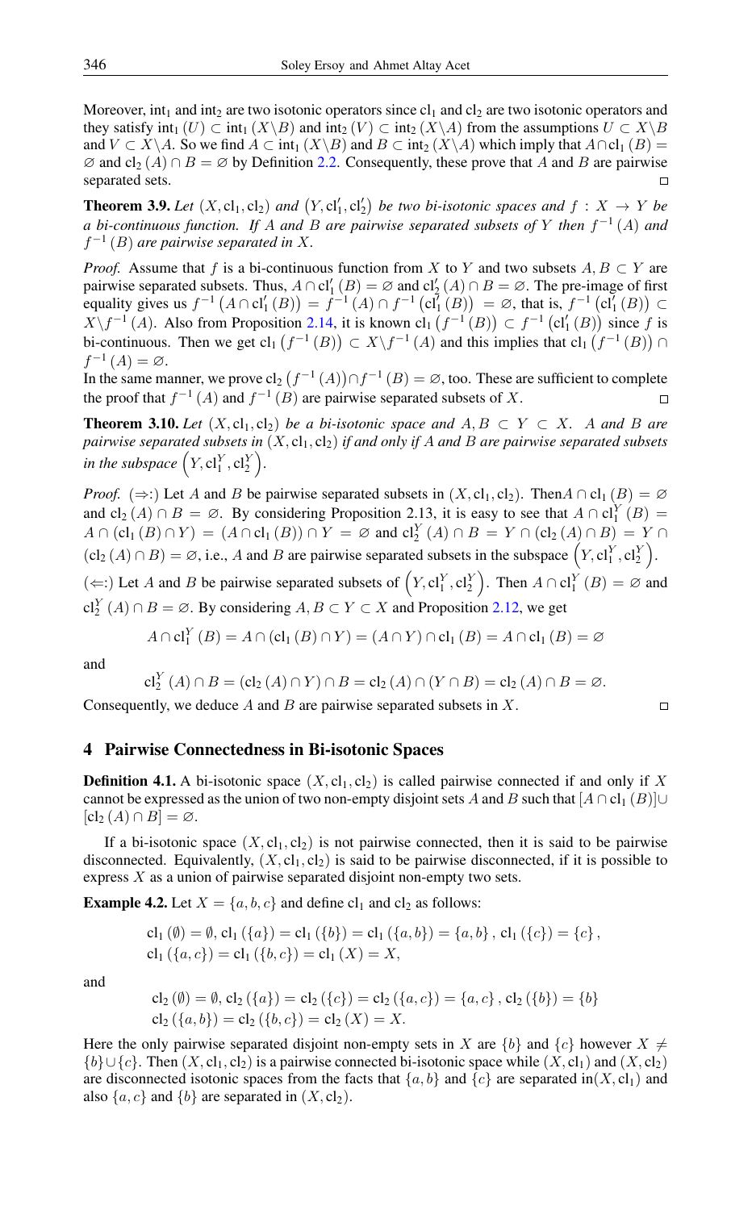Moreover, $\text{int}_1$ and $\text{int}_2$ are two isotonic operators since $\text{cl}_1$ and $\text{cl}_2$ are two isotonic operators and they satisfy $\text{int}_1(U) \subset \text{int}_1(X \backslash B)$ and $\text{int}_2(V) \subset \text{int}_2(X \backslash A)$ from the assumptions $U \subset X \backslash B$ and $V \subset X \backslash A$. So we find $A \subset \text{int}_1(X \backslash B)$ and $B \subset \text{int}_2(X \backslash A)$ which imply that $A \cap \text{cl}_1(B) = \varnothing$ and $\text{cl}_2(A) \cap B = \varnothing$ by Definition 2.2. Consequently, these prove that $A$ and $B$ are pairwise separated sets. □

**Theorem 3.9.** *Let $(X, \text{cl}_1, \text{cl}_2)$ and $(Y, \text{cl}_1', \text{cl}_2')$ be two bi-isotonic spaces and $f : X \to Y$ be a bi-continuous function. If $A$ and $B$ are pairwise separated subsets of $Y$ then $f^{-1}(A)$ and $f^{-1}(B)$ are pairwise separated in $X$.*

*Proof.* Assume that $f$ is a bi-continuous function from $X$ to $Y$ and two subsets $A, B \subset Y$ are pairwise separated subsets. Thus, $A \cap \text{cl}_1'(B) = \varnothing$ and $\text{cl}_2'(A) \cap B = \varnothing$. The pre-image of first equality gives us $f^{-1}(A \cap \text{cl}_1'(B)) = f^{-1}(A) \cap f^{-1}(\text{cl}_1'(B)) = \varnothing$, that is, $f^{-1}(\text{cl}_1'(B)) \subset X \backslash f^{-1}(A)$. Also from Proposition 2.14, it is known $\text{cl}_1(f^{-1}(B)) \subset f^{-1}(\text{cl}_1'(B))$ since $f$ is bi-continuous. Then we get $\text{cl}_1(f^{-1}(B)) \subset X \backslash f^{-1}(A)$ and this implies that $\text{cl}_1(f^{-1}(B)) \cap f^{-1}(A) = \varnothing$.
In the same manner, we prove $\text{cl}_2(f^{-1}(A)) \cap f^{-1}(B) = \varnothing$, too. These are sufficient to complete the proof that $f^{-1}(A)$ and $f^{-1}(B)$ are pairwise separated subsets of $X$. □

**Theorem 3.10.** *Let $(X, \text{cl}_1, \text{cl}_2)$ be a bi-isotonic space and $A, B \subset Y \subset X$. $A$ and $B$ are pairwise separated subsets in $(X, \text{cl}_1, \text{cl}_2)$ if and only if $A$ and $B$ are pairwise separated subsets in the subspace $\left(Y, \text{cl}_1^Y, \text{cl}_2^Y\right)$.*

*Proof.* ($\Rightarrow$:) Let $A$ and $B$ be pairwise separated subsets in $(X, \text{cl}_1, \text{cl}_2)$. Then$A \cap \text{cl}_1(B) = \varnothing$ and $\text{cl}_2(A) \cap B = \varnothing$. By considering Proposition 2.13, it is easy to see that $A \cap \text{cl}_1^Y(B) = A \cap (\text{cl}_1(B) \cap Y) = (A \cap \text{cl}_1(B)) \cap Y = \varnothing$ and $\text{cl}_2^Y(A) \cap B = Y \cap (\text{cl}_2(A) \cap B) = Y \cap (\text{cl}_2(A) \cap B) = \varnothing$, i.e., $A$ and $B$ are pairwise separated subsets in the subspace $\left(Y, \text{cl}_1^Y, \text{cl}_2^Y\right)$.
($\Leftarrow$:) Let $A$ and $B$ be pairwise separated subsets of $\left(Y, \text{cl}_1^Y, \text{cl}_2^Y\right)$. Then $A \cap \text{cl}_1^Y(B) = \varnothing$ and $\text{cl}_2^Y(A) \cap B = \varnothing$. By considering $A, B \subset Y \subset X$ and Proposition 2.12, we get

$$A \cap \text{cl}_1^Y(B) = A \cap (\text{cl}_1(B) \cap Y) = (A \cap Y) \cap \text{cl}_1(B) = A \cap \text{cl}_1(B) = \varnothing$$

and

$$\text{cl}_2^Y(A) \cap B = (\text{cl}_2(A) \cap Y) \cap B = \text{cl}_2(A) \cap (Y \cap B) = \text{cl}_2(A) \cap B = \varnothing.$$

Consequently, we deduce $A$ and $B$ are pairwise separated subsets in $X$. □

## 4 Pairwise Connectedness in Bi-isotonic Spaces

**Definition 4.1.** A bi-isotonic space $(X, \text{cl}_1, \text{cl}_2)$ is called pairwise connected if and only if $X$ cannot be expressed as the union of two non-empty disjoint sets $A$ and $B$ such that $[A \cap \text{cl}_1(B)] \cup [\text{cl}_2(A) \cap B] = \varnothing$.

If a bi-isotonic space $(X, \text{cl}_1, \text{cl}_2)$ is not pairwise connected, then it is said to be pairwise disconnected. Equivalently, $(X, \text{cl}_1, \text{cl}_2)$ is said to be pairwise disconnected, if it is possible to express $X$ as a union of pairwise separated disjoint non-empty two sets.

**Example 4.2.** Let $X = \{a, b, c\}$ and define $\text{cl}_1$ and $\text{cl}_2$ as follows:

$$\text{cl}_1(\emptyset) = \emptyset, \text{cl}_1(\{a\}) = \text{cl}_1(\{b\}) = \text{cl}_1(\{a, b\}) = \{a, b\}, \text{cl}_1(\{c\}) = \{c\},$$
$$\text{cl}_1(\{a, c\}) = \text{cl}_1(\{b, c\}) = \text{cl}_1(X) = X,$$

and

$$\text{cl}_2(\emptyset) = \emptyset, \text{cl}_2(\{a\}) = \text{cl}_2(\{c\}) = \text{cl}_2(\{a, c\}) = \{a, c\}, \text{cl}_2(\{b\}) = \{b\}$$
$$\text{cl}_2(\{a, b\}) = \text{cl}_2(\{b, c\}) = \text{cl}_2(X) = X.$$

Here the only pairwise separated disjoint non-empty sets in $X$ are $\{b\}$ and $\{c\}$ however $X \neq \{b\} \cup \{c\}$. Then $(X, \text{cl}_1, \text{cl}_2)$ is a pairwise connected bi-isotonic space while $(X, \text{cl}_1)$ and $(X, \text{cl}_2)$ are disconnected isotonic spaces from the facts that $\{a, b\}$ and $\{c\}$ are separated in$(X, \text{cl}_1)$ and also $\{a, c\}$ and $\{b\}$ are separated in $(X, \text{cl}_2)$.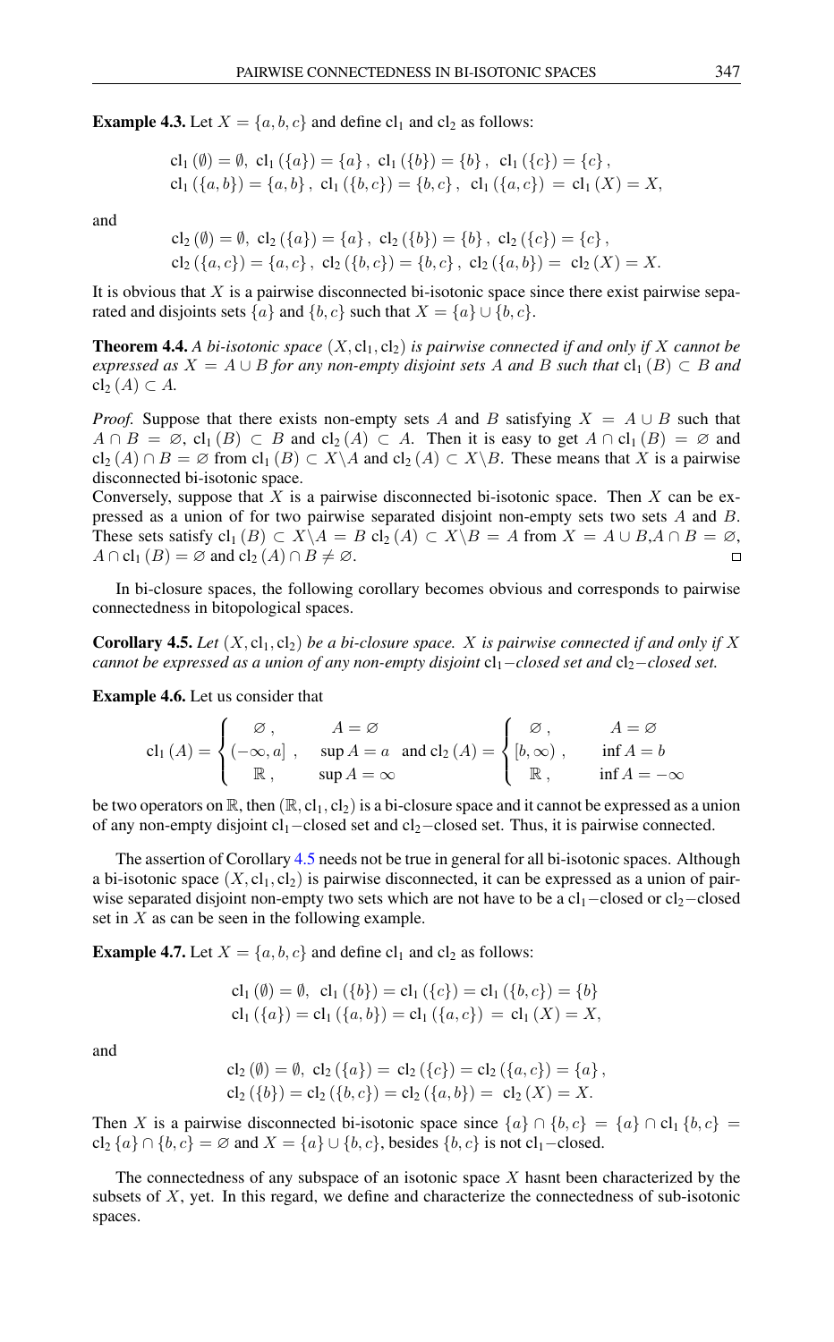**Example 4.3.** Let $X = \{a, b, c\}$ and define $\mathrm{cl}_1$ and $\mathrm{cl}_2$ as follows:

$$\mathrm{cl}_1(\emptyset) = \emptyset,\ \mathrm{cl}_1(\{a\}) = \{a\},\ \mathrm{cl}_1(\{b\}) = \{b\},\ \mathrm{cl}_1(\{c\}) = \{c\},$$
$$\mathrm{cl}_1(\{a,b\}) = \{a,b\},\ \mathrm{cl}_1(\{b,c\}) = \{b,c\},\ \mathrm{cl}_1(\{a,c\}) = \mathrm{cl}_1(X) = X,$$

and

$$\mathrm{cl}_2(\emptyset) = \emptyset,\ \mathrm{cl}_2(\{a\}) = \{a\},\ \mathrm{cl}_2(\{b\}) = \{b\},\ \mathrm{cl}_2(\{c\}) = \{c\},$$
$$\mathrm{cl}_2(\{a,c\}) = \{a,c\},\ \mathrm{cl}_2(\{b,c\}) = \{b,c\},\ \mathrm{cl}_2(\{a,b\}) = \mathrm{cl}_2(X) = X.$$

It is obvious that $X$ is a pairwise disconnected bi-isotonic space since there exist pairwise separated and disjoints sets $\{a\}$ and $\{b,c\}$ such that $X = \{a\} \cup \{b,c\}$.

**Theorem 4.4.** *A bi-isotonic space $(X, \mathrm{cl}_1, \mathrm{cl}_2)$ is pairwise connected if and only if $X$ cannot be expressed as $X = A \cup B$ for any non-empty disjoint sets $A$ and $B$ such that $\mathrm{cl}_1(B) \subset B$ and $\mathrm{cl}_2(A) \subset A$.*

*Proof.* Suppose that there exists non-empty sets $A$ and $B$ satisfying $X = A \cup B$ such that $A \cap B = \varnothing$, $\mathrm{cl}_1(B) \subset B$ and $\mathrm{cl}_2(A) \subset A$. Then it is easy to get $A \cap \mathrm{cl}_1(B) = \varnothing$ and $\mathrm{cl}_2(A) \cap B = \varnothing$ from $\mathrm{cl}_1(B) \subset X \backslash A$ and $\mathrm{cl}_2(A) \subset X \backslash B$. These means that $X$ is a pairwise disconnected bi-isotonic space.
Conversely, suppose that $X$ is a pairwise disconnected bi-isotonic space. Then $X$ can be expressed as a union of for two pairwise separated disjoint non-empty sets two sets $A$ and $B$. These sets satisfy $\mathrm{cl}_1(B) \subset X \backslash A = B$ $\mathrm{cl}_2(A) \subset X \backslash B = A$ from $X = A \cup B, A \cap B = \varnothing$, $A \cap \mathrm{cl}_1(B) = \varnothing$ and $\mathrm{cl}_2(A) \cap B \neq \varnothing$. □

In bi-closure spaces, the following corollary becomes obvious and corresponds to pairwise connectedness in bitopological spaces.

**Corollary 4.5.** *Let $(X, \mathrm{cl}_1, \mathrm{cl}_2)$ be a bi-closure space. $X$ is pairwise connected if and only if $X$ cannot be expressed as a union of any non-empty disjoint $\mathrm{cl}_1-$closed set and $\mathrm{cl}_2-$closed set.*

**Example 4.6.** Let us consider that

$$\mathrm{cl}_1(A) = \begin{cases} \varnothing, & A = \varnothing \\ (-\infty, a], & \sup A = a \\ \mathbb{R}, & \sup A = \infty \end{cases} \quad \text{and } \mathrm{cl}_2(A) = \begin{cases} \varnothing, & A = \varnothing \\ [b, \infty), & \inf A = b \\ \mathbb{R}, & \inf A = -\infty \end{cases}$$

be two operators on $\mathbb{R}$, then $(\mathbb{R}, \mathrm{cl}_1, \mathrm{cl}_2)$ is a bi-closure space and it cannot be expressed as a union of any non-empty disjoint $\mathrm{cl}_1-$closed set and $\mathrm{cl}_2-$closed set. Thus, it is pairwise connected.

The assertion of Corollary 4.5 needs not be true in general for all bi-isotonic spaces. Although a bi-isotonic space $(X, \mathrm{cl}_1, \mathrm{cl}_2)$ is pairwise disconnected, it can be expressed as a union of pairwise separated disjoint non-empty two sets which are not have to be a $\mathrm{cl}_1-$closed or $\mathrm{cl}_2-$closed set in $X$ as can be seen in the following example.

**Example 4.7.** Let $X = \{a, b, c\}$ and define $\mathrm{cl}_1$ and $\mathrm{cl}_2$ as follows:

$$\mathrm{cl}_1(\emptyset) = \emptyset,\ \mathrm{cl}_1(\{b\}) = \mathrm{cl}_1(\{c\}) = \mathrm{cl}_1(\{b,c\}) = \{b\}$$
$$\mathrm{cl}_1(\{a\}) = \mathrm{cl}_1(\{a,b\}) = \mathrm{cl}_1(\{a,c\}) = \mathrm{cl}_1(X) = X,$$

and

$$\mathrm{cl}_2(\emptyset) = \emptyset,\ \mathrm{cl}_2(\{a\}) = \mathrm{cl}_2(\{c\}) = \mathrm{cl}_2(\{a,c\}) = \{a\},$$
$$\mathrm{cl}_2(\{b\}) = \mathrm{cl}_2(\{b,c\}) = \mathrm{cl}_2(\{a,b\}) = \mathrm{cl}_2(X) = X.$$

Then $X$ is a pairwise disconnected bi-isotonic space since $\{a\} \cap \{b,c\} = \{a\} \cap \mathrm{cl}_1\{b,c\} = \mathrm{cl}_2\{a\} \cap \{b,c\} = \varnothing$ and $X = \{a\} \cup \{b,c\}$, besides $\{b,c\}$ is not $\mathrm{cl}_1-$closed.

The connectedness of any subspace of an isotonic space $X$ hasnt been characterized by the subsets of $X$, yet. In this regard, we define and characterize the connectedness of sub-isotonic spaces.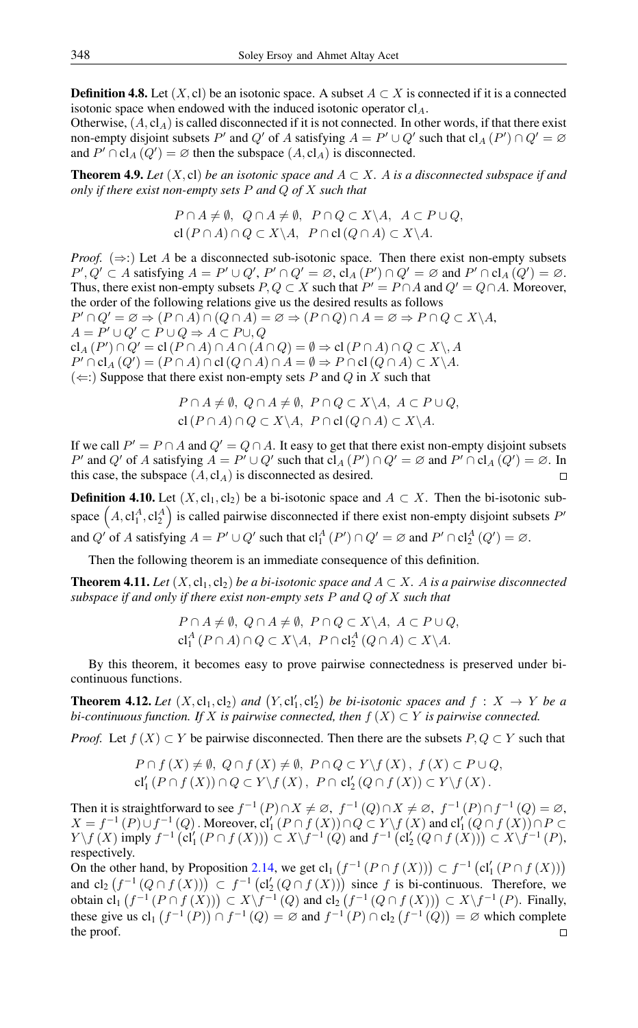**Definition 4.8.** Let $(X, \mathrm{cl})$ be an isotonic space. A subset $A \subset X$ is connected if it is a connected isotonic space when endowed with the induced isotonic operator $\mathrm{cl}_A$.

Otherwise, $(A, \mathrm{cl}_A)$ is called disconnected if it is not connected. In other words, if that there exist non-empty disjoint subsets $P'$ and $Q'$ of $A$ satisfying $A = P' \cup Q'$ such that $\mathrm{cl}_A(P') \cap Q' = \varnothing$ and $P' \cap \mathrm{cl}_A(Q') = \varnothing$ then the subspace $(A, \mathrm{cl}_A)$ is disconnected.

**Theorem 4.9.** *Let $(X, \mathrm{cl})$ be an isotonic space and $A \subset X$. $A$ is a disconnected subspace if and only if there exist non-empty sets $P$ and $Q$ of $X$ such that*

$$P \cap A \neq \emptyset,\ Q \cap A \neq \emptyset,\ P \cap Q \subset X \backslash A,\ A \subset P \cup Q,$$
$$\mathrm{cl}(P \cap A) \cap Q \subset X \backslash A,\ P \cap \mathrm{cl}(Q \cap A) \subset X \backslash A.$$

*Proof.* $(\Rightarrow:)$ Let $A$ be a disconnected sub-isotonic space. Then there exist non-empty subsets $P', Q' \subset A$ satisfying $A = P' \cup Q'$, $P' \cap Q' = \varnothing$, $\mathrm{cl}_A(P') \cap Q' = \varnothing$ and $P' \cap \mathrm{cl}_A(Q') = \varnothing$. Thus, there exist non-empty subsets $P, Q \subset X$ such that $P' = P \cap A$ and $Q' = Q \cap A$. Moreover, the order of the following relations give us the desired results as follows

$P' \cap Q' = \varnothing \Rightarrow (P \cap A) \cap (Q \cap A) = \varnothing \Rightarrow (P \cap Q) \cap A = \varnothing \Rightarrow P \cap Q \subset X \backslash A$,

$A = P' \cup Q' \subset P \cup Q \Rightarrow A \subset P \cup, Q$

$\mathrm{cl}_A(P') \cap Q' = \mathrm{cl}(P \cap A) \cap A \cap (A \cap Q) = \emptyset \Rightarrow \mathrm{cl}(P \cap A) \cap Q \subset X \backslash, A$

$P' \cap \mathrm{cl}_A(Q') = (P \cap A) \cap \mathrm{cl}(Q \cap A) \cap A = \emptyset \Rightarrow P \cap \mathrm{cl}(Q \cap A) \subset X \backslash A.$

$(\Leftarrow:)$ Suppose that there exist non-empty sets $P$ and $Q$ in $X$ such that

$$P \cap A \neq \emptyset,\ Q \cap A \neq \emptyset,\ P \cap Q \subset X \backslash A,\ A \subset P \cup Q,$$
$$\mathrm{cl}(P \cap A) \cap Q \subset X \backslash A,\ P \cap \mathrm{cl}(Q \cap A) \subset X \backslash A.$$

If we call $P' = P \cap A$ and $Q' = Q \cap A$. It easy to get that there exist non-empty disjoint subsets $P'$ and $Q'$ of $A$ satisfying $A = P' \cup Q'$ such that $\mathrm{cl}_A(P') \cap Q' = \varnothing$ and $P' \cap \mathrm{cl}_A(Q') = \varnothing$. In this case, the subspace $(A, \mathrm{cl}_A)$ is disconnected as desired. □

**Definition 4.10.** Let $(X, \mathrm{cl}_1, \mathrm{cl}_2)$ be a bi-isotonic space and $A \subset X$. Then the bi-isotonic subspace $\left(A, \mathrm{cl}_1^A, \mathrm{cl}_2^A\right)$ is called pairwise disconnected if there exist non-empty disjoint subsets $P'$ and $Q'$ of $A$ satisfying $A = P' \cup Q'$ such that $\mathrm{cl}_1^A(P') \cap Q' = \varnothing$ and $P' \cap \mathrm{cl}_2^A(Q') = \varnothing$.

Then the following theorem is an immediate consequence of this definition.

**Theorem 4.11.** *Let $(X, \mathrm{cl}_1, \mathrm{cl}_2)$ be a bi-isotonic space and $A \subset X$. $A$ is a pairwise disconnected subspace if and only if there exist non-empty sets $P$ and $Q$ of $X$ such that*

$$P \cap A \neq \emptyset,\ Q \cap A \neq \emptyset,\ P \cap Q \subset X \backslash A,\ A \subset P \cup Q,$$
$$\mathrm{cl}_1^A(P \cap A) \cap Q \subset X \backslash A,\ P \cap \mathrm{cl}_2^A(Q \cap A) \subset X \backslash A.$$

By this theorem, it becomes easy to prove pairwise connectedness is preserved under bi-continuous functions.

**Theorem 4.12.** *Let $(X, \mathrm{cl}_1, \mathrm{cl}_2)$ and $\left(Y, \mathrm{cl}_1', \mathrm{cl}_2'\right)$ be bi-isotonic spaces and $f : X \to Y$ be a bi-continuous function. If $X$ is pairwise connected, then $f(X) \subset Y$ is pairwise connected.*

*Proof.* Let $f(X) \subset Y$ be pairwise disconnected. Then there are the subsets $P, Q \subset Y$ such that

$$P \cap f(X) \neq \emptyset,\ Q \cap f(X) \neq \emptyset,\ P \cap Q \subset Y \backslash f(X),\ f(X) \subset P \cup Q,$$
$$\mathrm{cl}_1'(P \cap f(X)) \cap Q \subset Y \backslash f(X),\ P \cap \mathrm{cl}_2'(Q \cap f(X)) \subset Y \backslash f(X).$$

Then it is straightforward to see $f^{-1}(P) \cap X \neq \varnothing$, $f^{-1}(Q) \cap X \neq \varnothing$, $f^{-1}(P) \cap f^{-1}(Q) = \varnothing$, $X = f^{-1}(P) \cup f^{-1}(Q)$. Moreover, $\mathrm{cl}_1'(P \cap f(X)) \cap Q \subset Y \backslash f(X)$ and $\mathrm{cl}_1'(Q \cap f(X)) \cap P \subset Y \backslash f(X)$ imply $f^{-1}\left(\mathrm{cl}_1'(P \cap f(X))\right) \subset X \backslash f^{-1}(Q)$ and $f^{-1}\left(\mathrm{cl}_2'(Q \cap f(X))\right) \subset X \backslash f^{-1}(P)$, respectively.

On the other hand, by Proposition 2.14, we get $\mathrm{cl}_1\left(f^{-1}(P \cap f(X))\right) \subset f^{-1}\left(\mathrm{cl}_1'(P \cap f(X))\right)$ and $\mathrm{cl}_2\left(f^{-1}(Q \cap f(X))\right) \subset f^{-1}\left(\mathrm{cl}_2'(Q \cap f(X))\right)$ since $f$ is bi-continuous. Therefore, we obtain $\mathrm{cl}_1\left(f^{-1}(P \cap f(X))\right) \subset X \backslash f^{-1}(Q)$ and $\mathrm{cl}_2\left(f^{-1}(Q \cap f(X))\right) \subset X \backslash f^{-1}(P)$. Finally, these give us $\mathrm{cl}_1\left(f^{-1}(P)\right) \cap f^{-1}(Q) = \varnothing$ and $f^{-1}(P) \cap \mathrm{cl}_2\left(f^{-1}(Q)\right) = \varnothing$ which complete the proof. □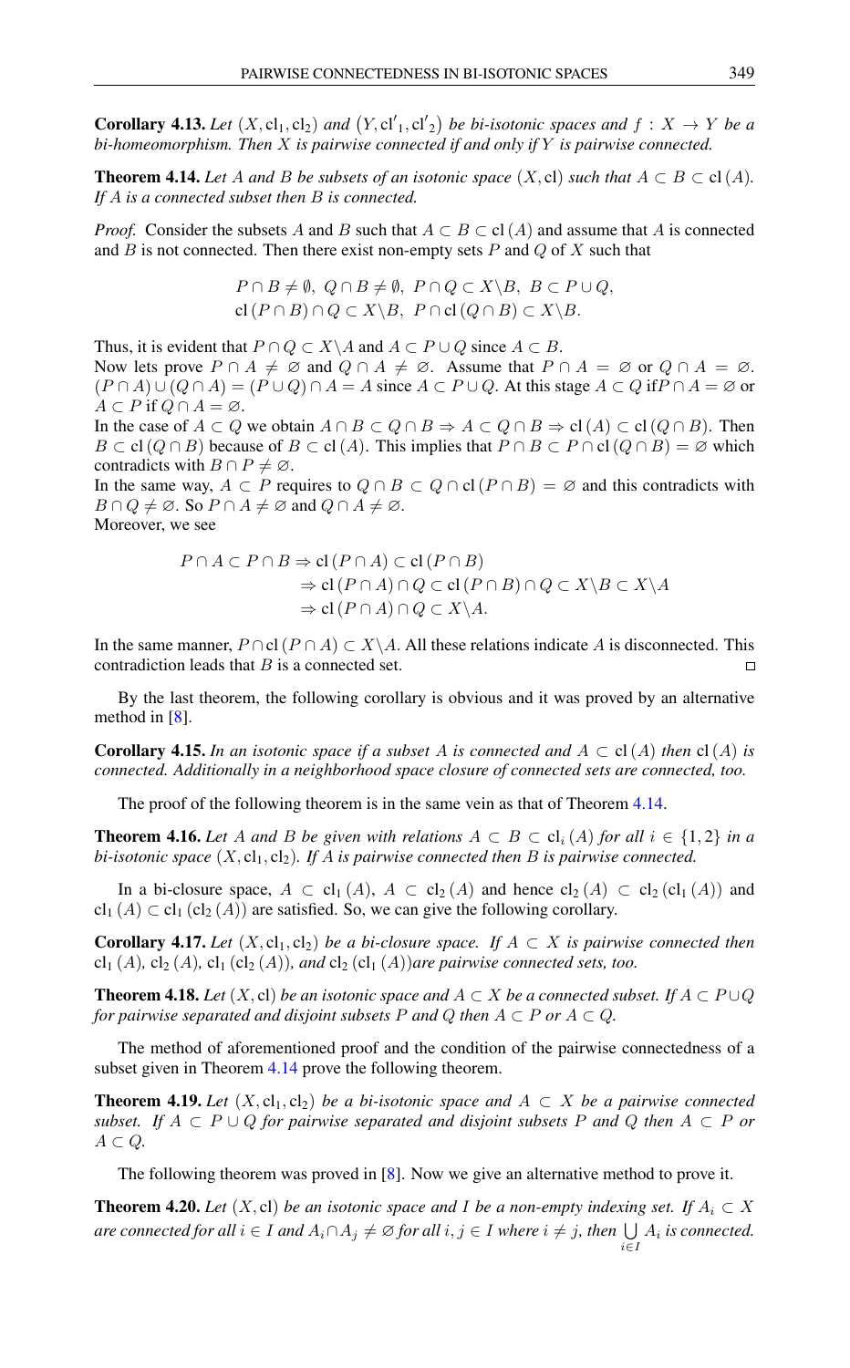**Corollary 4.13.** *Let* $(X, \mathrm{cl}_1, \mathrm{cl}_2)$ *and* $(Y, \mathrm{cl'}_1, \mathrm{cl'}_2)$ *be bi-isotonic spaces and* $f : X \to Y$ *be a bi-homeomorphism. Then* $X$ *is pairwise connected if and only if* $Y$ *is pairwise connected.*

**Theorem 4.14.** *Let* $A$ *and* $B$ *be subsets of an isotonic space* $(X, \mathrm{cl})$ *such that* $A \subset B \subset \mathrm{cl}(A)$*. If* $A$ *is a connected subset then* $B$ *is connected.*

*Proof.* Consider the subsets $A$ and $B$ such that $A \subset B \subset \mathrm{cl}(A)$ and assume that $A$ is connected and $B$ is not connected. Then there exist non-empty sets $P$ and $Q$ of $X$ such that

$$P \cap B \neq \emptyset,\ Q \cap B \neq \emptyset,\ P \cap Q \subset X \backslash B,\ B \subset P \cup Q,$$
$$\mathrm{cl}(P \cap B) \cap Q \subset X \backslash B,\ P \cap \mathrm{cl}(Q \cap B) \subset X \backslash B.$$

Thus, it is evident that $P \cap Q \subset X \backslash A$ and $A \subset P \cup Q$ since $A \subset B$.
Now lets prove $P \cap A \neq \varnothing$ and $Q \cap A \neq \varnothing$. Assume that $P \cap A = \varnothing$ or $Q \cap A = \varnothing$. $(P \cap A) \cup (Q \cap A) = (P \cup Q) \cap A = A$ since $A \subset P \cup Q$. At this stage $A \subset Q$ if $P \cap A = \varnothing$ or $A \subset P$ if $Q \cap A = \varnothing$.
In the case of $A \subset Q$ we obtain $A \cap B \subset Q \cap B \Rightarrow A \subset Q \cap B \Rightarrow \mathrm{cl}(A) \subset \mathrm{cl}(Q \cap B)$. Then $B \subset \mathrm{cl}(Q \cap B)$ because of $B \subset \mathrm{cl}(A)$. This implies that $P \cap B \subset P \cap \mathrm{cl}(Q \cap B) = \varnothing$ which contradicts with $B \cap P \neq \varnothing$.
In the same way, $A \subset P$ requires to $Q \cap B \subset Q \cap \mathrm{cl}(P \cap B) = \varnothing$ and this contradicts with $B \cap Q \neq \varnothing$. So $P \cap A \neq \varnothing$ and $Q \cap A \neq \varnothing$.
Moreover, we see

$$\begin{aligned} P \cap A \subset P \cap B &\Rightarrow \mathrm{cl}(P \cap A) \subset \mathrm{cl}(P \cap B) \\ &\Rightarrow \mathrm{cl}(P \cap A) \cap Q \subset \mathrm{cl}(P \cap B) \cap Q \subset X \backslash B \subset X \backslash A \\ &\Rightarrow \mathrm{cl}(P \cap A) \cap Q \subset X \backslash A. \end{aligned}$$

In the same manner, $P \cap \mathrm{cl}(P \cap A) \subset X \backslash A$. All these relations indicate $A$ is disconnected. This contradiction leads that $B$ is a connected set. □

By the last theorem, the following corollary is obvious and it was proved by an alternative method in [8].

**Corollary 4.15.** *In an isotonic space if a subset* $A$ *is connected and* $A \subset \mathrm{cl}(A)$ *then* $\mathrm{cl}(A)$ *is connected. Additionally in a neighborhood space closure of connected sets are connected, too.*

The proof of the following theorem is in the same vein as that of Theorem 4.14.

**Theorem 4.16.** *Let* $A$ *and* $B$ *be given with relations* $A \subset B \subset \mathrm{cl}_i(A)$ *for all* $i \in \{1, 2\}$ *in a bi-isotonic space* $(X, \mathrm{cl}_1, \mathrm{cl}_2)$*. If* $A$ *is pairwise connected then* $B$ *is pairwise connected.*

In a bi-closure space, $A \subset \mathrm{cl}_1(A)$, $A \subset \mathrm{cl}_2(A)$ and hence $\mathrm{cl}_2(A) \subset \mathrm{cl}_2(\mathrm{cl}_1(A))$ and $\mathrm{cl}_1(A) \subset \mathrm{cl}_1(\mathrm{cl}_2(A))$ are satisfied. So, we can give the following corollary.

**Corollary 4.17.** *Let* $(X, \mathrm{cl}_1, \mathrm{cl}_2)$ *be a bi-closure space. If* $A \subset X$ *is pairwise connected then* $\mathrm{cl}_1(A)$*,* $\mathrm{cl}_2(A)$*,* $\mathrm{cl}_1(\mathrm{cl}_2(A))$*, and* $\mathrm{cl}_2(\mathrm{cl}_1(A))$ *are pairwise connected sets, too.*

**Theorem 4.18.** *Let* $(X, \mathrm{cl})$ *be an isotonic space and* $A \subset X$ *be a connected subset. If* $A \subset P \cup Q$ *for pairwise separated and disjoint subsets* $P$ *and* $Q$ *then* $A \subset P$ *or* $A \subset Q$*.*

The method of aforementioned proof and the condition of the pairwise connectedness of a subset given in Theorem 4.14 prove the following theorem.

**Theorem 4.19.** *Let* $(X, \mathrm{cl}_1, \mathrm{cl}_2)$ *be a bi-isotonic space and* $A \subset X$ *be a pairwise connected subset. If* $A \subset P \cup Q$ *for pairwise separated and disjoint subsets* $P$ *and* $Q$ *then* $A \subset P$ *or* $A \subset Q$*.*

The following theorem was proved in [8]. Now we give an alternative method to prove it.

**Theorem 4.20.** *Let* $(X, \mathrm{cl})$ *be an isotonic space and* $I$ *be a non-empty indexing set. If* $A_i \subset X$ *are connected for all* $i \in I$ *and* $A_i \cap A_j \neq \varnothing$ *for all* $i, j \in I$ *where* $i \neq j$*, then* $\bigcup_{i \in I} A_i$ *is connected.*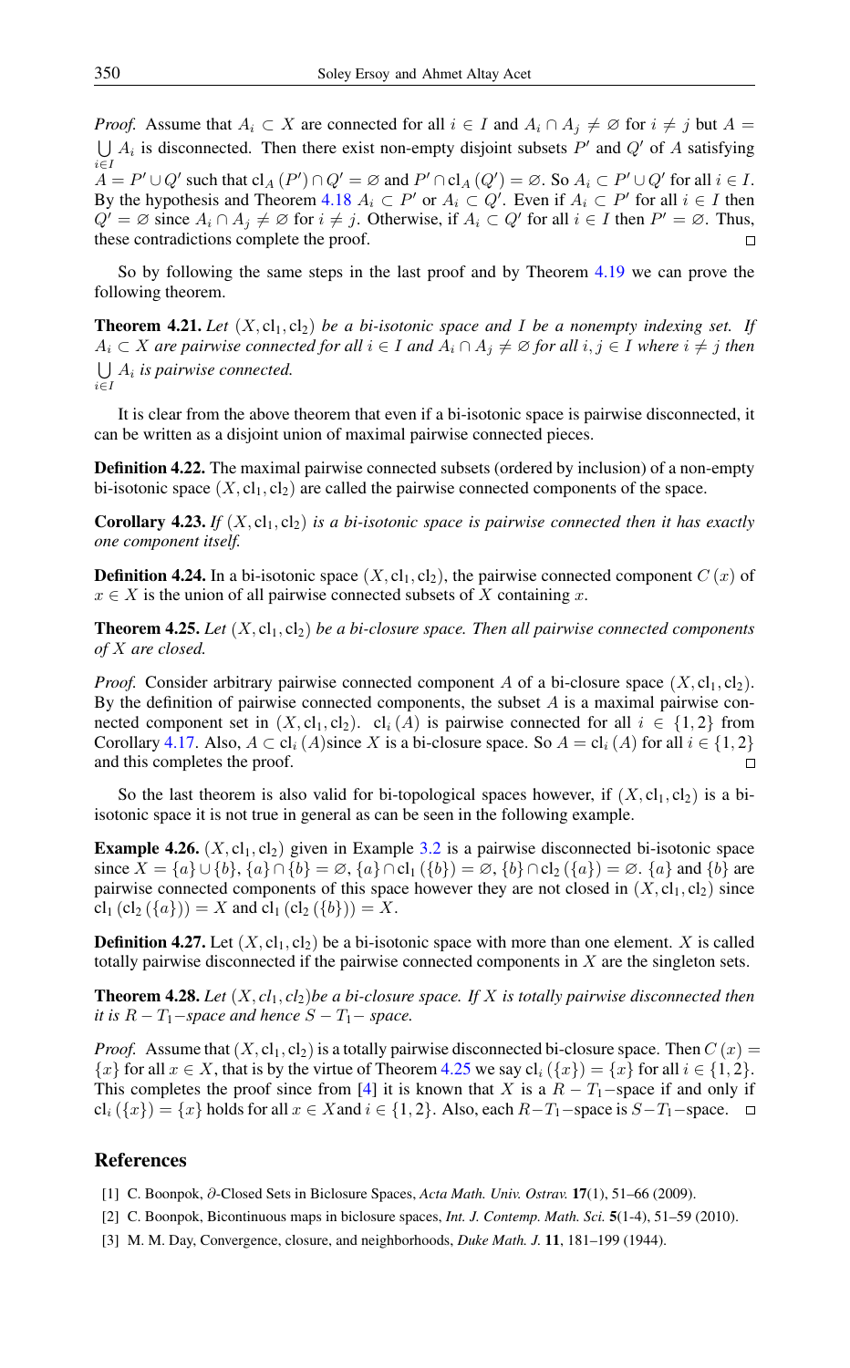*Proof.* Assume that $A_i \subset X$ are connected for all $i \in I$ and $A_i \cap A_j \neq \varnothing$ for $i \neq j$ but $A = \bigcup_{i \in I} A_i$ is disconnected. Then there exist non-empty disjoint subsets $P'$ and $Q'$ of $A$ satisfying $A = P' \cup Q'$ such that $\mathrm{cl}_A(P') \cap Q' = \varnothing$ and $P' \cap \mathrm{cl}_A(Q') = \varnothing$. So $A_i \subset P' \cup Q'$ for all $i \in I$. By the hypothesis and Theorem 4.18 $A_i \subset P'$ or $A_i \subset Q'$. Even if $A_i \subset P'$ for all $i \in I$ then $Q' = \varnothing$ since $A_i \cap A_j \neq \varnothing$ for $i \neq j$. Otherwise, if $A_i \subset Q'$ for all $i \in I$ then $P' = \varnothing$. Thus, these contradictions complete the proof. □

So by following the same steps in the last proof and by Theorem 4.19 we can prove the following theorem.

**Theorem 4.21.** *Let $(X, \mathrm{cl}_1, \mathrm{cl}_2)$ be a bi-isotonic space and $I$ be a nonempty indexing set. If $A_i \subset X$ are pairwise connected for all $i \in I$ and $A_i \cap A_j \neq \varnothing$ for all $i, j \in I$ where $i \neq j$ then $\bigcup_{i \in I} A_i$ is pairwise connected.*

It is clear from the above theorem that even if a bi-isotonic space is pairwise disconnected, it can be written as a disjoint union of maximal pairwise connected pieces.

**Definition 4.22.** The maximal pairwise connected subsets (ordered by inclusion) of a non-empty bi-isotonic space $(X, \mathrm{cl}_1, \mathrm{cl}_2)$ are called the pairwise connected components of the space.

**Corollary 4.23.** *If $(X, \mathrm{cl}_1, \mathrm{cl}_2)$ is a bi-isotonic space is pairwise connected then it has exactly one component itself.*

**Definition 4.24.** In a bi-isotonic space $(X, \mathrm{cl}_1, \mathrm{cl}_2)$, the pairwise connected component $C(x)$ of $x \in X$ is the union of all pairwise connected subsets of $X$ containing $x$.

**Theorem 4.25.** *Let $(X, \mathrm{cl}_1, \mathrm{cl}_2)$ be a bi-closure space. Then all pairwise connected components of $X$ are closed.*

*Proof.* Consider arbitrary pairwise connected component $A$ of a bi-closure space $(X, \mathrm{cl}_1, \mathrm{cl}_2)$. By the definition of pairwise connected components, the subset $A$ is a maximal pairwise connected component set in $(X, \mathrm{cl}_1, \mathrm{cl}_2)$. $\mathrm{cl}_i(A)$ is pairwise connected for all $i \in \{1, 2\}$ from Corollary 4.17. Also, $A \subset \mathrm{cl}_i(A)$since $X$ is a bi-closure space. So $A = \mathrm{cl}_i(A)$ for all $i \in \{1, 2\}$ and this completes the proof. □

So the last theorem is also valid for bi-topological spaces however, if $(X, \mathrm{cl}_1, \mathrm{cl}_2)$ is a bi-isotonic space it is not true in general as can be seen in the following example.

**Example 4.26.** $(X, \mathrm{cl}_1, \mathrm{cl}_2)$ given in Example 3.2 is a pairwise disconnected bi-isotonic space since $X = \{a\} \cup \{b\}$, $\{a\} \cap \{b\} = \varnothing$, $\{a\} \cap \mathrm{cl}_1(\{b\}) = \varnothing$, $\{b\} \cap \mathrm{cl}_2(\{a\}) = \varnothing$. $\{a\}$ and $\{b\}$ are pairwise connected components of this space however they are not closed in $(X, \mathrm{cl}_1, \mathrm{cl}_2)$ since $\mathrm{cl}_1(\mathrm{cl}_2(\{a\})) = X$ and $\mathrm{cl}_1(\mathrm{cl}_2(\{b\})) = X$.

**Definition 4.27.** Let $(X, \mathrm{cl}_1, \mathrm{cl}_2)$ be a bi-isotonic space with more than one element. $X$ is called totally pairwise disconnected if the pairwise connected components in $X$ are the singleton sets.

**Theorem 4.28.** *Let $(X, cl_1, cl_2)$be a bi-closure space. If $X$ is totally pairwise disconnected then it is $R - T_1-$space and hence $S - T_1-$ space.*

*Proof.* Assume that $(X, \mathrm{cl}_1, \mathrm{cl}_2)$ is a totally pairwise disconnected bi-closure space. Then $C(x) = \{x\}$ for all $x \in X$, that is by the virtue of Theorem 4.25 we say $\mathrm{cl}_i(\{x\}) = \{x\}$ for all $i \in \{1, 2\}$. This completes the proof since from [4] it is known that $X$ is a $R - T_1-$space if and only if $\mathrm{cl}_i(\{x\}) = \{x\}$ holds for all $x \in X$and $i \in \{1, 2\}$. Also, each $R - T_1-$space is $S - T_1-$space. □

## References

[1] C. Boonpok, $\partial$-Closed Sets in Biclosure Spaces, *Acta Math. Univ. Ostrav.* **17**(1), 51–66 (2009).

[2] C. Boonpok, Bicontinuous maps in biclosure spaces, *Int. J. Contemp. Math. Sci.* **5**(1-4), 51–59 (2010).

[3] M. M. Day, Convergence, closure, and neighborhoods, *Duke Math. J.* **11**, 181–199 (1944).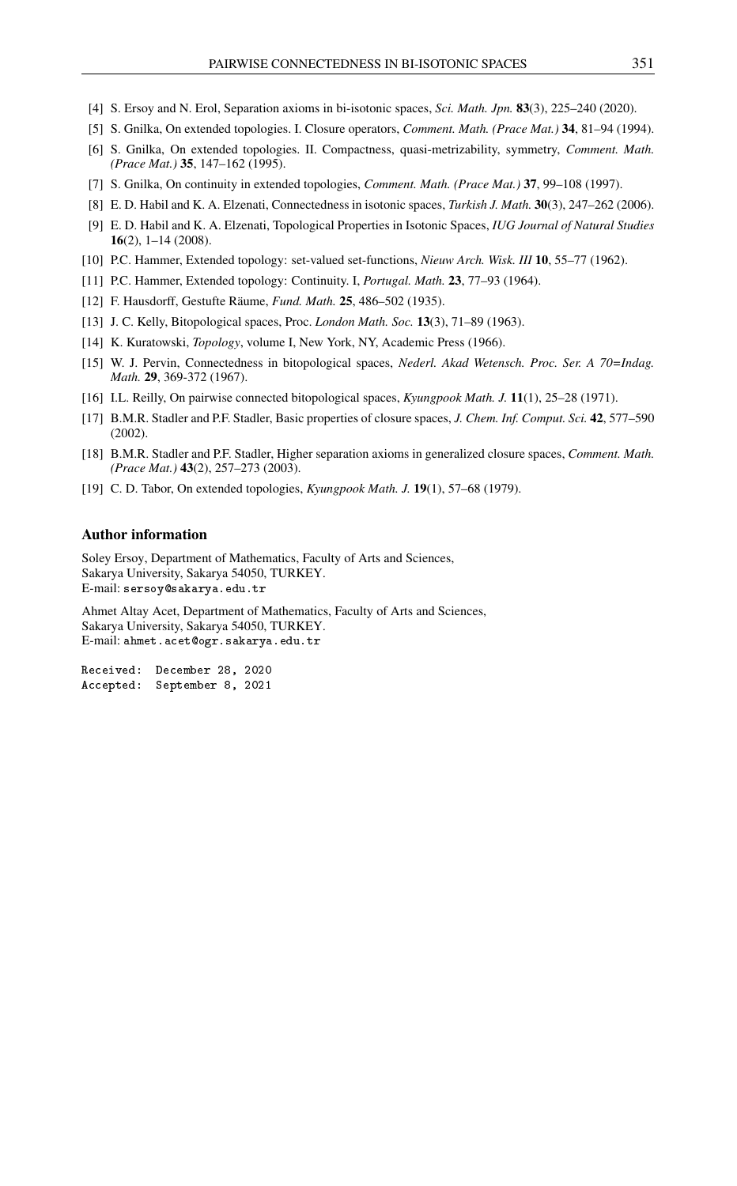[4] S. Ersoy and N. Erol, Separation axioms in bi-isotonic spaces, *Sci. Math. Jpn.* **83**(3), 225–240 (2020).

[5] S. Gnilka, On extended topologies. I. Closure operators, *Comment. Math. (Prace Mat.)* **34**, 81–94 (1994).

[6] S. Gnilka, On extended topologies. II. Compactness, quasi-metrizability, symmetry, *Comment. Math. (Prace Mat.)* **35**, 147–162 (1995).

[7] S. Gnilka, On continuity in extended topologies, *Comment. Math. (Prace Mat.)* **37**, 99–108 (1997).

[8] E. D. Habil and K. A. Elzenati, Connectedness in isotonic spaces, *Turkish J. Math.* **30**(3), 247–262 (2006).

[9] E. D. Habil and K. A. Elzenati, Topological Properties in Isotonic Spaces, *IUG Journal of Natural Studies* **16**(2), 1–14 (2008).

[10] P.C. Hammer, Extended topology: set-valued set-functions, *Nieuw Arch. Wisk. III* **10**, 55–77 (1962).

[11] P.C. Hammer, Extended topology: Continuity. I, *Portugal. Math.* **23**, 77–93 (1964).

[12] F. Hausdorff, Gestufte Räume, *Fund. Math.* **25**, 486–502 (1935).

[13] J. C. Kelly, Bitopological spaces, Proc. *London Math. Soc.* **13**(3), 71–89 (1963).

[14] K. Kuratowski, *Topology*, volume I, New York, NY, Academic Press (1966).

[15] W. J. Pervin, Connectedness in bitopological spaces, *Nederl. Akad Wetensch. Proc. Ser. A 70=Indag. Math.* **29**, 369-372 (1967).

[16] I.L. Reilly, On pairwise connected bitopological spaces, *Kyungpook Math. J.* **11**(1), 25–28 (1971).

[17] B.M.R. Stadler and P.F. Stadler, Basic properties of closure spaces, *J. Chem. Inf. Comput. Sci.* **42**, 577–590 (2002).

[18] B.M.R. Stadler and P.F. Stadler, Higher separation axioms in generalized closure spaces, *Comment. Math. (Prace Mat.)* **43**(2), 257–273 (2003).

[19] C. D. Tabor, On extended topologies, *Kyungpook Math. J.* **19**(1), 57–68 (1979).

### Author information

Soley Ersoy, Department of Mathematics, Faculty of Arts and Sciences,
Sakarya University, Sakarya 54050, TURKEY.
E-mail: sersoy@sakarya.edu.tr

Ahmet Altay Acet, Department of Mathematics, Faculty of Arts and Sciences,
Sakarya University, Sakarya 54050, TURKEY.
E-mail: ahmet.acet@ogr.sakarya.edu.tr

Received: December 28, 2020
Accepted: September 8, 2021